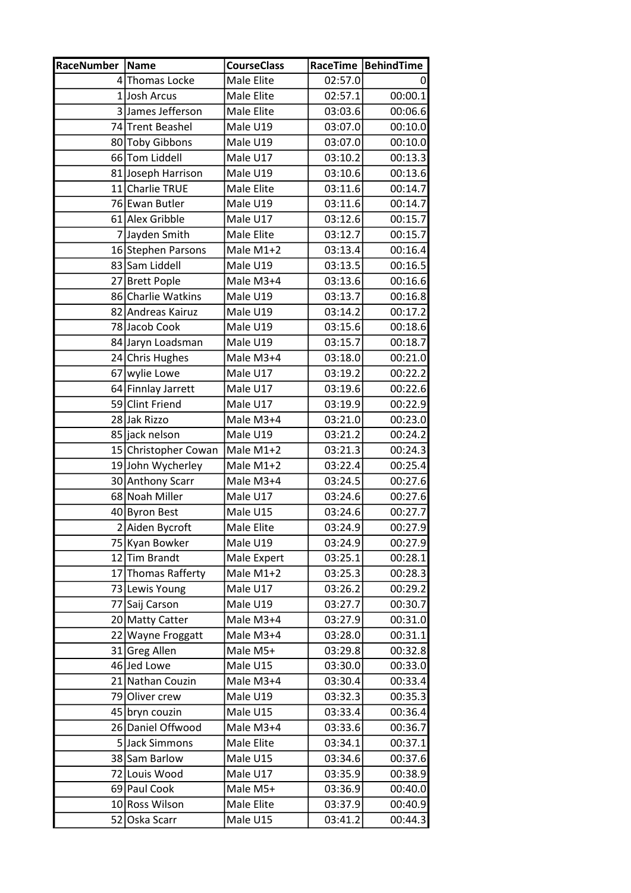| RaceNumber | Name | CourseClass | RaceTime | BehindTime |
|---|---|---|---|---|
| 4 | Thomas Locke | Male Elite | 02:57.0 | 0 |
| 1 | Josh Arcus | Male Elite | 02:57.1 | 00:00.1 |
| 3 | James Jefferson | Male Elite | 03:03.6 | 00:06.6 |
| 74 | Trent Beashel | Male U19 | 03:07.0 | 00:10.0 |
| 80 | Toby Gibbons | Male U19 | 03:07.0 | 00:10.0 |
| 66 | Tom Liddell | Male U17 | 03:10.2 | 00:13.3 |
| 81 | Joseph Harrison | Male U19 | 03:10.6 | 00:13.6 |
| 11 | Charlie TRUE | Male Elite | 03:11.6 | 00:14.7 |
| 76 | Ewan Butler | Male U19 | 03:11.6 | 00:14.7 |
| 61 | Alex Gribble | Male U17 | 03:12.6 | 00:15.7 |
| 7 | Jayden Smith | Male Elite | 03:12.7 | 00:15.7 |
| 16 | Stephen Parsons | Male M1+2 | 03:13.4 | 00:16.4 |
| 83 | Sam Liddell | Male U19 | 03:13.5 | 00:16.5 |
| 27 | Brett Pople | Male M3+4 | 03:13.6 | 00:16.6 |
| 86 | Charlie Watkins | Male U19 | 03:13.7 | 00:16.8 |
| 82 | Andreas Kairuz | Male U19 | 03:14.2 | 00:17.2 |
| 78 | Jacob Cook | Male U19 | 03:15.6 | 00:18.6 |
| 84 | Jaryn Loadsman | Male U19 | 03:15.7 | 00:18.7 |
| 24 | Chris Hughes | Male M3+4 | 03:18.0 | 00:21.0 |
| 67 | wylie Lowe | Male U17 | 03:19.2 | 00:22.2 |
| 64 | Finnlay Jarrett | Male U17 | 03:19.6 | 00:22.6 |
| 59 | Clint Friend | Male U17 | 03:19.9 | 00:22.9 |
| 28 | Jak Rizzo | Male M3+4 | 03:21.0 | 00:23.0 |
| 85 | jack nelson | Male U19 | 03:21.2 | 00:24.2 |
| 15 | Christopher Cowan | Male M1+2 | 03:21.3 | 00:24.3 |
| 19 | John Wycherley | Male M1+2 | 03:22.4 | 00:25.4 |
| 30 | Anthony Scarr | Male M3+4 | 03:24.5 | 00:27.6 |
| 68 | Noah Miller | Male U17 | 03:24.6 | 00:27.6 |
| 40 | Byron Best | Male U15 | 03:24.6 | 00:27.7 |
| 2 | Aiden Bycroft | Male Elite | 03:24.9 | 00:27.9 |
| 75 | Kyan Bowker | Male U19 | 03:24.9 | 00:27.9 |
| 12 | Tim Brandt | Male Expert | 03:25.1 | 00:28.1 |
| 17 | Thomas Rafferty | Male M1+2 | 03:25.3 | 00:28.3 |
| 73 | Lewis Young | Male U17 | 03:26.2 | 00:29.2 |
| 77 | Saij Carson | Male U19 | 03:27.7 | 00:30.7 |
| 20 | Matty Catter | Male M3+4 | 03:27.9 | 00:31.0 |
| 22 | Wayne Froggatt | Male M3+4 | 03:28.0 | 00:31.1 |
| 31 | Greg Allen | Male M5+ | 03:29.8 | 00:32.8 |
| 46 | Jed Lowe | Male U15 | 03:30.0 | 00:33.0 |
| 21 | Nathan Couzin | Male M3+4 | 03:30.4 | 00:33.4 |
| 79 | Oliver crew | Male U19 | 03:32.3 | 00:35.3 |
| 45 | bryn couzin | Male U15 | 03:33.4 | 00:36.4 |
| 26 | Daniel Offwood | Male M3+4 | 03:33.6 | 00:36.7 |
| 5 | Jack Simmons | Male Elite | 03:34.1 | 00:37.1 |
| 38 | Sam Barlow | Male U15 | 03:34.6 | 00:37.6 |
| 72 | Louis Wood | Male U17 | 03:35.9 | 00:38.9 |
| 69 | Paul Cook | Male M5+ | 03:36.9 | 00:40.0 |
| 10 | Ross Wilson | Male Elite | 03:37.9 | 00:40.9 |
| 52 | Oska Scarr | Male U15 | 03:41.2 | 00:44.3 |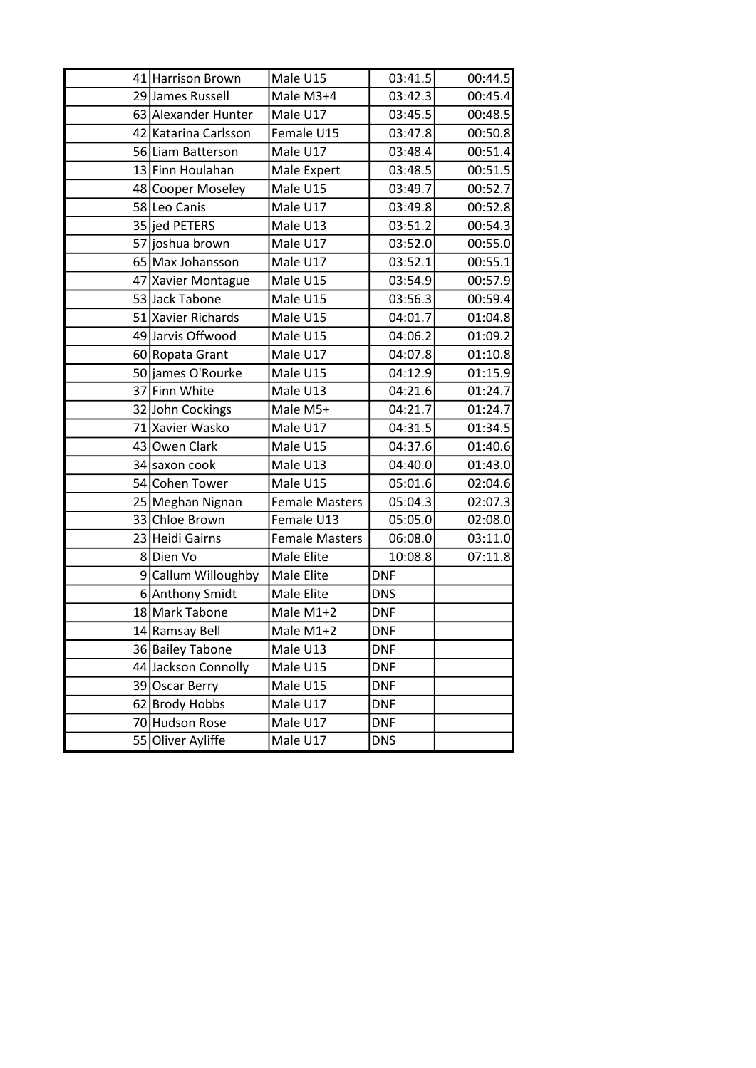| | | | | |
|---|---|---|---|---|
| 41 | Harrison Brown | Male U15 | 03:41.5 | 00:44.5 |
| 29 | James Russell | Male M3+4 | 03:42.3 | 00:45.4 |
| 63 | Alexander Hunter | Male U17 | 03:45.5 | 00:48.5 |
| 42 | Katarina Carlsson | Female U15 | 03:47.8 | 00:50.8 |
| 56 | Liam Batterson | Male U17 | 03:48.4 | 00:51.4 |
| 13 | Finn Houlahan | Male Expert | 03:48.5 | 00:51.5 |
| 48 | Cooper Moseley | Male U15 | 03:49.7 | 00:52.7 |
| 58 | Leo Canis | Male U17 | 03:49.8 | 00:52.8 |
| 35 | jed PETERS | Male U13 | 03:51.2 | 00:54.3 |
| 57 | joshua brown | Male U17 | 03:52.0 | 00:55.0 |
| 65 | Max Johansson | Male U17 | 03:52.1 | 00:55.1 |
| 47 | Xavier Montague | Male U15 | 03:54.9 | 00:57.9 |
| 53 | Jack Tabone | Male U15 | 03:56.3 | 00:59.4 |
| 51 | Xavier Richards | Male U15 | 04:01.7 | 01:04.8 |
| 49 | Jarvis Offwood | Male U15 | 04:06.2 | 01:09.2 |
| 60 | Ropata Grant | Male U17 | 04:07.8 | 01:10.8 |
| 50 | james O'Rourke | Male U15 | 04:12.9 | 01:15.9 |
| 37 | Finn White | Male U13 | 04:21.6 | 01:24.7 |
| 32 | John Cockings | Male M5+ | 04:21.7 | 01:24.7 |
| 71 | Xavier Wasko | Male U17 | 04:31.5 | 01:34.5 |
| 43 | Owen Clark | Male U15 | 04:37.6 | 01:40.6 |
| 34 | saxon cook | Male U13 | 04:40.0 | 01:43.0 |
| 54 | Cohen Tower | Male U15 | 05:01.6 | 02:04.6 |
| 25 | Meghan Nignan | Female Masters | 05:04.3 | 02:07.3 |
| 33 | Chloe Brown | Female U13 | 05:05.0 | 02:08.0 |
| 23 | Heidi Gairns | Female Masters | 06:08.0 | 03:11.0 |
| 8 | Dien Vo | Male Elite | 10:08.8 | 07:11.8 |
| 9 | Callum Willoughby | Male Elite | DNF | |
| 6 | Anthony Smidt | Male Elite | DNS | |
| 18 | Mark Tabone | Male M1+2 | DNF | |
| 14 | Ramsay Bell | Male M1+2 | DNF | |
| 36 | Bailey Tabone | Male U13 | DNF | |
| 44 | Jackson Connolly | Male U15 | DNF | |
| 39 | Oscar Berry | Male U15 | DNF | |
| 62 | Brody Hobbs | Male U17 | DNF | |
| 70 | Hudson Rose | Male U17 | DNF | |
| 55 | Oliver Ayliffe | Male U17 | DNS | |